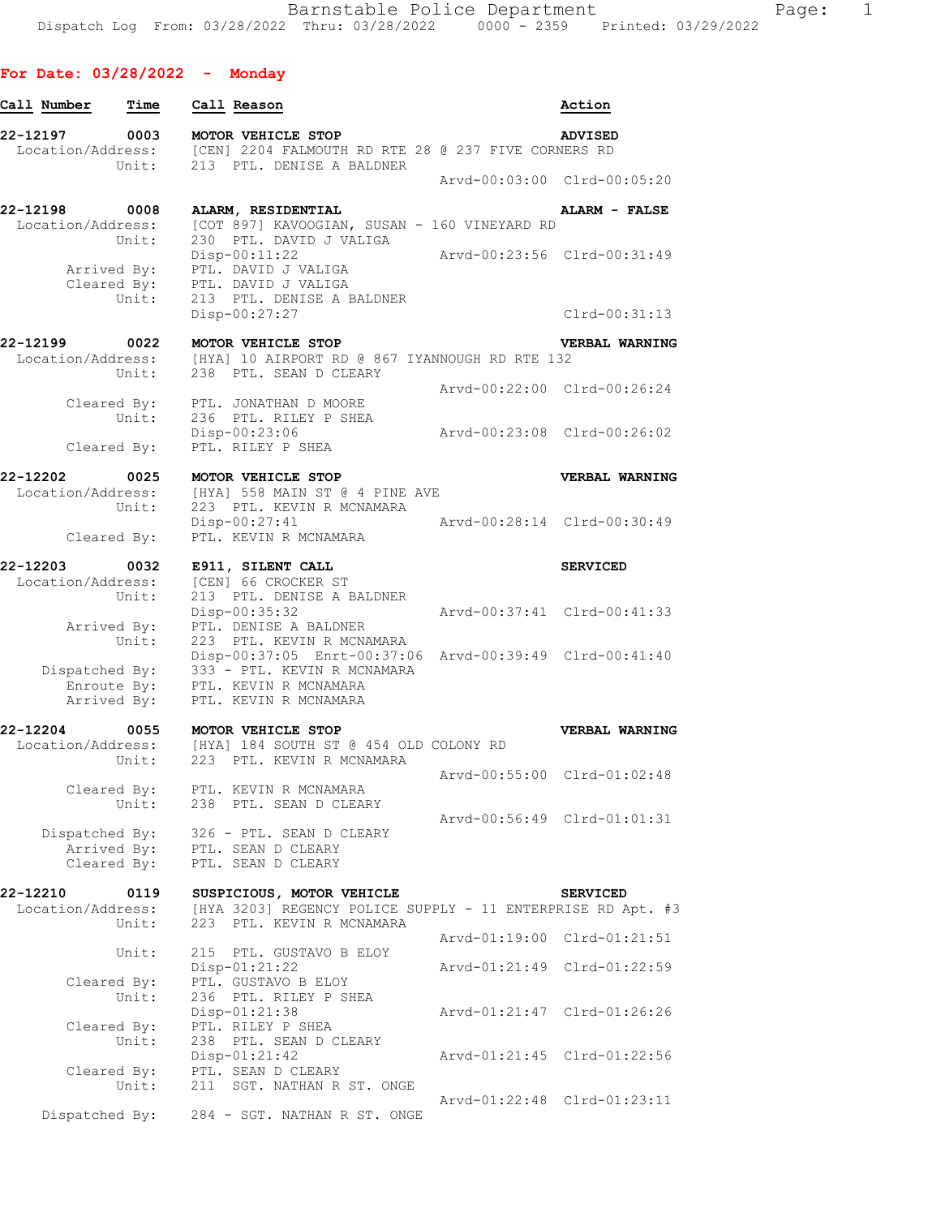**For Date: 03/28/2022 - Monday**

| Call Number | Time | Call Reason | Action |
|---|---|---|---|

```
22-12197      0003    MOTOR VEHICLE STOP                              ADVISED
  Location/Address:   [CEN] 2204 FALMOUTH RD RTE 28 @ 237 FIVE CORNERS RD
             Unit:    213  PTL. DENISE A BALDNER
                                               Arvd-00:03:00  Clrd-00:05:20

22-12198      0008    ALARM, RESIDENTIAL                              ALARM - FALSE
  Location/Address:   [COT 897] KAVOOGIAN, SUSAN - 160 VINEYARD RD
             Unit:    230  PTL. DAVID J VALIGA
                      Disp-00:11:22            Arvd-00:23:56  Clrd-00:31:49
       Arrived By:    PTL. DAVID J VALIGA
       Cleared By:    PTL. DAVID J VALIGA
             Unit:    213  PTL. DENISE A BALDNER
                      Disp-00:27:27                           Clrd-00:31:13

22-12199      0022    MOTOR VEHICLE STOP                              VERBAL WARNING
  Location/Address:   [HYA] 10 AIRPORT RD @ 867 IYANNOUGH RD RTE 132
             Unit:    238  PTL. SEAN D CLEARY
                                               Arvd-00:22:00  Clrd-00:26:24
       Cleared By:    PTL. JONATHAN D MOORE
             Unit:    236  PTL. RILEY P SHEA
                      Disp-00:23:06            Arvd-00:23:08  Clrd-00:26:02
       Cleared By:    PTL. RILEY P SHEA

22-12202      0025    MOTOR VEHICLE STOP                              VERBAL WARNING
  Location/Address:   [HYA] 558 MAIN ST @ 4 PINE AVE
             Unit:    223  PTL. KEVIN R MCNAMARA
                      Disp-00:27:41            Arvd-00:28:14  Clrd-00:30:49
       Cleared By:    PTL. KEVIN R MCNAMARA

22-12203      0032    E911, SILENT CALL                               SERVICED
  Location/Address:   [CEN] 66 CROCKER ST
             Unit:    213  PTL. DENISE A BALDNER
                      Disp-00:35:32            Arvd-00:37:41  Clrd-00:41:33
       Arrived By:    PTL. DENISE A BALDNER
             Unit:    223  PTL. KEVIN R MCNAMARA
                      Disp-00:37:05  Enrt-00:37:06  Arvd-00:39:49  Clrd-00:41:40
    Dispatched By:    333 - PTL. KEVIN R MCNAMARA
        Enroute By:   PTL. KEVIN R MCNAMARA
       Arrived By:    PTL. KEVIN R MCNAMARA

22-12204      0055    MOTOR VEHICLE STOP                              VERBAL WARNING
  Location/Address:   [HYA] 184 SOUTH ST @ 454 OLD COLONY RD
             Unit:    223  PTL. KEVIN R MCNAMARA
                                               Arvd-00:55:00  Clrd-01:02:48
       Cleared By:    PTL. KEVIN R MCNAMARA
             Unit:    238  PTL. SEAN D CLEARY
                                               Arvd-00:56:49  Clrd-01:01:31
    Dispatched By:    326 - PTL. SEAN D CLEARY
       Arrived By:    PTL. SEAN D CLEARY
       Cleared By:    PTL. SEAN D CLEARY

22-12210      0119    SUSPICIOUS, MOTOR VEHICLE                       SERVICED
  Location/Address:   [HYA 3203] REGENCY POLICE SUPPLY - 11 ENTERPRISE RD Apt. #3
             Unit:    223  PTL. KEVIN R MCNAMARA
                                               Arvd-01:19:00  Clrd-01:21:51
             Unit:    215  PTL. GUSTAVO B ELOY
                      Disp-01:21:22            Arvd-01:21:49  Clrd-01:22:59
       Cleared By:    PTL. GUSTAVO B ELOY
             Unit:    236  PTL. RILEY P SHEA
                      Disp-01:21:38            Arvd-01:21:47  Clrd-01:26:26
       Cleared By:    PTL. RILEY P SHEA
             Unit:    238  PTL. SEAN D CLEARY
                      Disp-01:21:42            Arvd-01:21:45  Clrd-01:22:56
       Cleared By:    PTL. SEAN D CLEARY
             Unit:    211  SGT. NATHAN R ST. ONGE
                                               Arvd-01:22:48  Clrd-01:23:11
    Dispatched By:    284 - SGT. NATHAN R ST. ONGE
```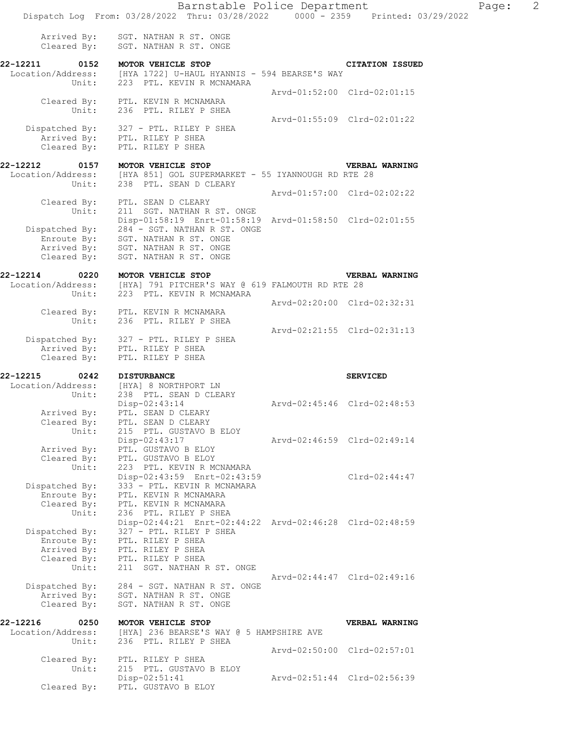```
        Arrived By:    SGT. NATHAN R ST. ONGE
        Cleared By:    SGT. NATHAN R ST. ONGE

22-12211      0152    MOTOR VEHICLE STOP                                    CITATION ISSUED
  Location/Address:    [HYA 1722] U-HAUL HYANNIS - 594 BEARSE'S WAY
             Unit:    223  PTL. KEVIN R MCNAMARA
                                                    Arvd-01:52:00  Clrd-02:01:15
        Cleared By:    PTL. KEVIN R MCNAMARA
             Unit:    236  PTL. RILEY P SHEA
                                                    Arvd-01:55:09  Clrd-02:01:22
     Dispatched By:    327 - PTL. RILEY P SHEA
        Arrived By:    PTL. RILEY P SHEA
        Cleared By:    PTL. RILEY P SHEA

22-12212      0157    MOTOR VEHICLE STOP                                    VERBAL WARNING
  Location/Address:    [HYA 851] GOL SUPERMARKET - 55 IYANNOUGH RD RTE 28
             Unit:    238  PTL. SEAN D CLEARY
                                                    Arvd-01:57:00  Clrd-02:02:22
        Cleared By:    PTL. SEAN D CLEARY
             Unit:    211  SGT. NATHAN R ST. ONGE
                       Disp-01:58:19  Enrt-01:58:19  Arvd-01:58:50  Clrd-02:01:55
     Dispatched By:    284 - SGT. NATHAN R ST. ONGE
        Enroute By:    SGT. NATHAN R ST. ONGE
        Arrived By:    SGT. NATHAN R ST. ONGE
        Cleared By:    SGT. NATHAN R ST. ONGE

22-12214      0220    MOTOR VEHICLE STOP                                    VERBAL WARNING
  Location/Address:    [HYA] 791 PITCHER'S WAY @ 619 FALMOUTH RD RTE 28
             Unit:    223  PTL. KEVIN R MCNAMARA
                                                    Arvd-02:20:00  Clrd-02:32:31
        Cleared By:    PTL. KEVIN R MCNAMARA
             Unit:    236  PTL. RILEY P SHEA
                                                    Arvd-02:21:55  Clrd-02:31:13
     Dispatched By:    327 - PTL. RILEY P SHEA
        Arrived By:    PTL. RILEY P SHEA
        Cleared By:    PTL. RILEY P SHEA

22-12215      0242    DISTURBANCE                                           SERVICED
  Location/Address:    [HYA] 8 NORTHPORT LN
             Unit:    238  PTL. SEAN D CLEARY
                       Disp-02:43:14                Arvd-02:45:46  Clrd-02:48:53
        Arrived By:    PTL. SEAN D CLEARY
        Cleared By:    PTL. SEAN D CLEARY
             Unit:    215  PTL. GUSTAVO B ELOY
                       Disp-02:43:17                Arvd-02:46:59  Clrd-02:49:14
        Arrived By:    PTL. GUSTAVO B ELOY
        Cleared By:    PTL. GUSTAVO B ELOY
             Unit:    223  PTL. KEVIN R MCNAMARA
                       Disp-02:43:59  Enrt-02:43:59                 Clrd-02:44:47
     Dispatched By:    333 - PTL. KEVIN R MCNAMARA
        Enroute By:    PTL. KEVIN R MCNAMARA
        Cleared By:    PTL. KEVIN R MCNAMARA
             Unit:    236  PTL. RILEY P SHEA
                       Disp-02:44:21  Enrt-02:44:22  Arvd-02:46:28  Clrd-02:48:59
     Dispatched By:    327 - PTL. RILEY P SHEA
        Enroute By:    PTL. RILEY P SHEA
        Arrived By:    PTL. RILEY P SHEA
        Cleared By:    PTL. RILEY P SHEA
             Unit:    211  SGT. NATHAN R ST. ONGE
                                                    Arvd-02:44:47  Clrd-02:49:16
     Dispatched By:    284 - SGT. NATHAN R ST. ONGE
        Arrived By:    SGT. NATHAN R ST. ONGE
        Cleared By:    SGT. NATHAN R ST. ONGE

22-12216      0250    MOTOR VEHICLE STOP                                    VERBAL WARNING
  Location/Address:    [HYA] 236 BEARSE'S WAY @ 5 HAMPSHIRE AVE
             Unit:    236  PTL. RILEY P SHEA
                                                    Arvd-02:50:00  Clrd-02:57:01
        Cleared By:    PTL. RILEY P SHEA
             Unit:    215  PTL. GUSTAVO B ELOY
                       Disp-02:51:41                Arvd-02:51:44  Clrd-02:56:39
        Cleared By:    PTL. GUSTAVO B ELOY
```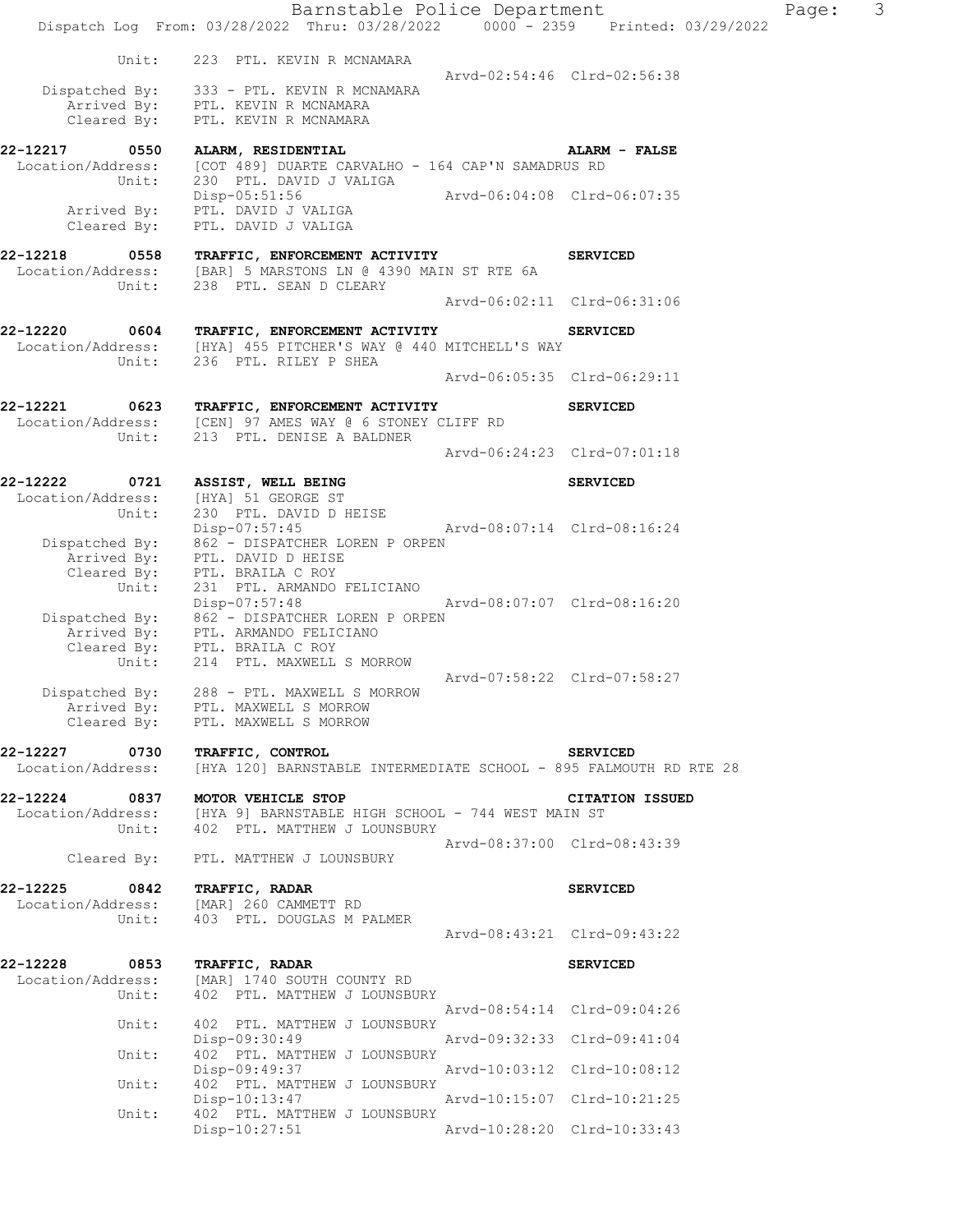```
          Unit:     223  PTL. KEVIN R MCNAMARA
                                                   Arvd-02:54:46  Clrd-02:56:38
   Dispatched By:   333 - PTL. KEVIN R MCNAMARA
      Arrived By:   PTL. KEVIN R MCNAMARA
      Cleared By:   PTL. KEVIN R MCNAMARA
```

**22-12217 0550 ALARM, RESIDENTIAL** — **ALARM - FALSE**

```
Location/Address:   [COT 489] DUARTE CARVALHO - 164 CAP'N SAMADRUS RD
           Unit:    230  PTL. DAVID J VALIGA
                    Disp-05:51:56                  Arvd-06:04:08  Clrd-06:07:35
      Arrived By:   PTL. DAVID J VALIGA
      Cleared By:   PTL. DAVID J VALIGA
```

**22-12218 0558 TRAFFIC, ENFORCEMENT ACTIVITY** — **SERVICED**

```
Location/Address:   [BAR] 5 MARSTONS LN @ 4390 MAIN ST RTE 6A
           Unit:    238  PTL. SEAN D CLEARY
                                                   Arvd-06:02:11  Clrd-06:31:06
```

**22-12220 0604 TRAFFIC, ENFORCEMENT ACTIVITY** — **SERVICED**

```
Location/Address:   [HYA] 455 PITCHER'S WAY @ 440 MITCHELL'S WAY
           Unit:    236  PTL. RILEY P SHEA
                                                   Arvd-06:05:35  Clrd-06:29:11
```

**22-12221 0623 TRAFFIC, ENFORCEMENT ACTIVITY** — **SERVICED**

```
Location/Address:   [CEN] 97 AMES WAY @ 6 STONEY CLIFF RD
           Unit:    213  PTL. DENISE A BALDNER
                                                   Arvd-06:24:23  Clrd-07:01:18
```

**22-12222 0721 ASSIST, WELL BEING** — **SERVICED**

```
Location/Address:   [HYA] 51 GEORGE ST
           Unit:    230  PTL. DAVID D HEISE
                    Disp-07:57:45                  Arvd-08:07:14  Clrd-08:16:24
   Dispatched By:   862 - DISPATCHER LOREN P ORPEN
      Arrived By:   PTL. DAVID D HEISE
      Cleared By:   PTL. BRAILA C ROY
           Unit:    231  PTL. ARMANDO FELICIANO
                    Disp-07:57:48                  Arvd-08:07:07  Clrd-08:16:20
   Dispatched By:   862 - DISPATCHER LOREN P ORPEN
      Arrived By:   PTL. ARMANDO FELICIANO
      Cleared By:   PTL. BRAILA C ROY
           Unit:    214  PTL. MAXWELL S MORROW
                                                   Arvd-07:58:22  Clrd-07:58:27
   Dispatched By:   288 - PTL. MAXWELL S MORROW
      Arrived By:   PTL. MAXWELL S MORROW
      Cleared By:   PTL. MAXWELL S MORROW
```

**22-12227 0730 TRAFFIC, CONTROL** — **SERVICED**

```
Location/Address:   [HYA 120] BARNSTABLE INTERMEDIATE SCHOOL - 895 FALMOUTH RD RTE 28
```

**22-12224 0837 MOTOR VEHICLE STOP** — **CITATION ISSUED**

```
Location/Address:   [HYA 9] BARNSTABLE HIGH SCHOOL - 744 WEST MAIN ST
           Unit:    402  PTL. MATTHEW J LOUNSBURY
                                                   Arvd-08:37:00  Clrd-08:43:39
      Cleared By:   PTL. MATTHEW J LOUNSBURY
```

**22-12225 0842 TRAFFIC, RADAR** — **SERVICED**

```
Location/Address:   [MAR] 260 CAMMETT RD
           Unit:    403  PTL. DOUGLAS M PALMER
                                                   Arvd-08:43:21  Clrd-09:43:22
```

**22-12228 0853 TRAFFIC, RADAR** — **SERVICED**

```
Location/Address:   [MAR] 1740 SOUTH COUNTY RD
           Unit:    402  PTL. MATTHEW J LOUNSBURY
                                                   Arvd-08:54:14  Clrd-09:04:26
           Unit:    402  PTL. MATTHEW J LOUNSBURY
                    Disp-09:30:49                  Arvd-09:32:33  Clrd-09:41:04
           Unit:    402  PTL. MATTHEW J LOUNSBURY
                    Disp-09:49:37                  Arvd-10:03:12  Clrd-10:08:12
           Unit:    402  PTL. MATTHEW J LOUNSBURY
                    Disp-10:13:47                  Arvd-10:15:07  Clrd-10:21:25
           Unit:    402  PTL. MATTHEW J LOUNSBURY
                    Disp-10:27:51                  Arvd-10:28:20  Clrd-10:33:43
```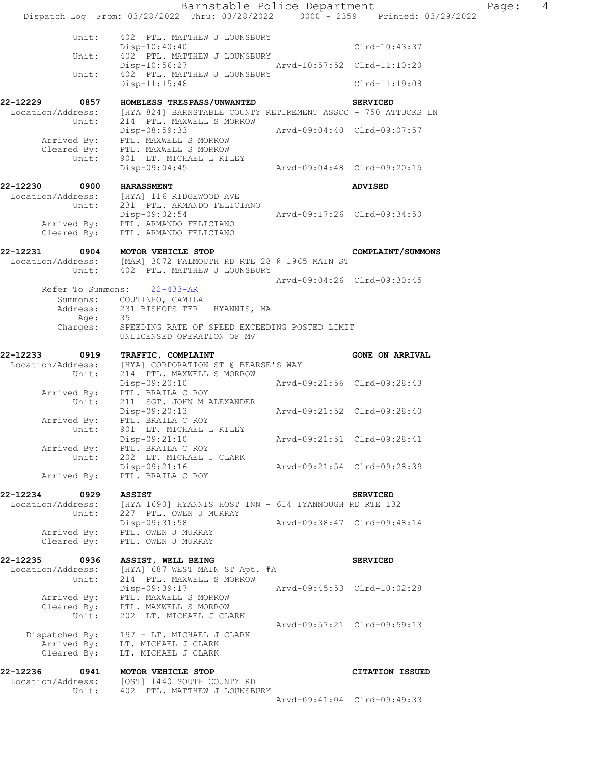```
        Unit:     402  PTL. MATTHEW J LOUNSBURY
                  Disp-10:40:40                              Clrd-10:43:37
        Unit:     402  PTL. MATTHEW J LOUNSBURY
                  Disp-10:56:27             Arvd-10:57:52    Clrd-11:10:20
        Unit:     402  PTL. MATTHEW J LOUNSBURY
                  Disp-11:15:48                              Clrd-11:19:08

22-12229     0857   HOMELESS TRESPASS/UNWANTED                SERVICED
 Location/Address:  [HYA 824] BARNSTABLE COUNTY RETIREMENT ASSOC - 750 ATTUCKS LN
        Unit:     214  PTL. MAXWELL S MORROW
                  Disp-08:59:33             Arvd-09:04:40    Clrd-09:07:57
   Arrived By:    PTL. MAXWELL S MORROW
   Cleared By:    PTL. MAXWELL S MORROW
        Unit:     901  LT. MICHAEL L RILEY
                  Disp-09:04:45             Arvd-09:04:48    Clrd-09:20:15

22-12230     0900   HARASSMENT                                ADVISED
 Location/Address:  [HYA] 116 RIDGEWOOD AVE
        Unit:     231  PTL. ARMANDO FELICIANO
                  Disp-09:02:54             Arvd-09:17:26    Clrd-09:34:50
   Arrived By:    PTL. ARMANDO FELICIANO
   Cleared By:    PTL. ARMANDO FELICIANO

22-12231     0904   MOTOR VEHICLE STOP                        COMPLAINT/SUMMONS
 Location/Address:  [MAR] 3072 FALMOUTH RD RTE 28 @ 1965 MAIN ST
        Unit:     402  PTL. MATTHEW J LOUNSBURY
                                            Arvd-09:04:26    Clrd-09:30:45
   Refer To Summons:   22-433-AR
     Summons:     COUTINHO, CAMILA
     Address:     231 BISHOPS TER   HYANNIS, MA
         Age:     35
     Charges:     SPEEDING RATE OF SPEED EXCEEDING POSTED LIMIT
                  UNLICENSED OPERATION OF MV

22-12233     0919   TRAFFIC, COMPLAINT                        GONE ON ARRIVAL
 Location/Address:  [HYA] CORPORATION ST @ BEARSE'S WAY
        Unit:     214  PTL. MAXWELL S MORROW
                  Disp-09:20:10             Arvd-09:21:56    Clrd-09:28:43
   Arrived By:    PTL. BRAILA C ROY
        Unit:     211  SGT. JOHN M ALEXANDER
                  Disp-09:20:13             Arvd-09:21:52    Clrd-09:28:40
   Arrived By:    PTL. BRAILA C ROY
        Unit:     901  LT. MICHAEL L RILEY
                  Disp-09:21:10             Arvd-09:21:51    Clrd-09:28:41
   Arrived By:    PTL. BRAILA C ROY
        Unit:     202  LT. MICHAEL J CLARK
                  Disp-09:21:16             Arvd-09:21:54    Clrd-09:28:39
   Arrived By:    PTL. BRAILA C ROY

22-12234     0929   ASSIST                                    SERVICED
 Location/Address:  [HYA 1690] HYANNIS HOST INN - 614 IYANNOUGH RD RTE 132
        Unit:     227  PTL. OWEN J MURRAY
                  Disp-09:31:58             Arvd-09:38:47    Clrd-09:48:14
   Arrived By:    PTL. OWEN J MURRAY
   Cleared By:    PTL. OWEN J MURRAY

22-12235     0936   ASSIST, WELL BEING                        SERVICED
 Location/Address:  [HYA] 687 WEST MAIN ST Apt. #A
        Unit:     214  PTL. MAXWELL S MORROW
                  Disp-09:39:17             Arvd-09:45:53    Clrd-10:02:28
   Arrived By:    PTL. MAXWELL S MORROW
   Cleared By:    PTL. MAXWELL S MORROW
        Unit:     202  LT. MICHAEL J CLARK
                                            Arvd-09:57:21    Clrd-09:59:13
 Dispatched By:   197 - LT. MICHAEL J CLARK
   Arrived By:    LT. MICHAEL J CLARK
   Cleared By:    LT. MICHAEL J CLARK

22-12236     0941   MOTOR VEHICLE STOP                        CITATION ISSUED
 Location/Address:  [OST] 1440 SOUTH COUNTY RD
        Unit:     402  PTL. MATTHEW J LOUNSBURY
                                            Arvd-09:41:04    Clrd-09:49:33
```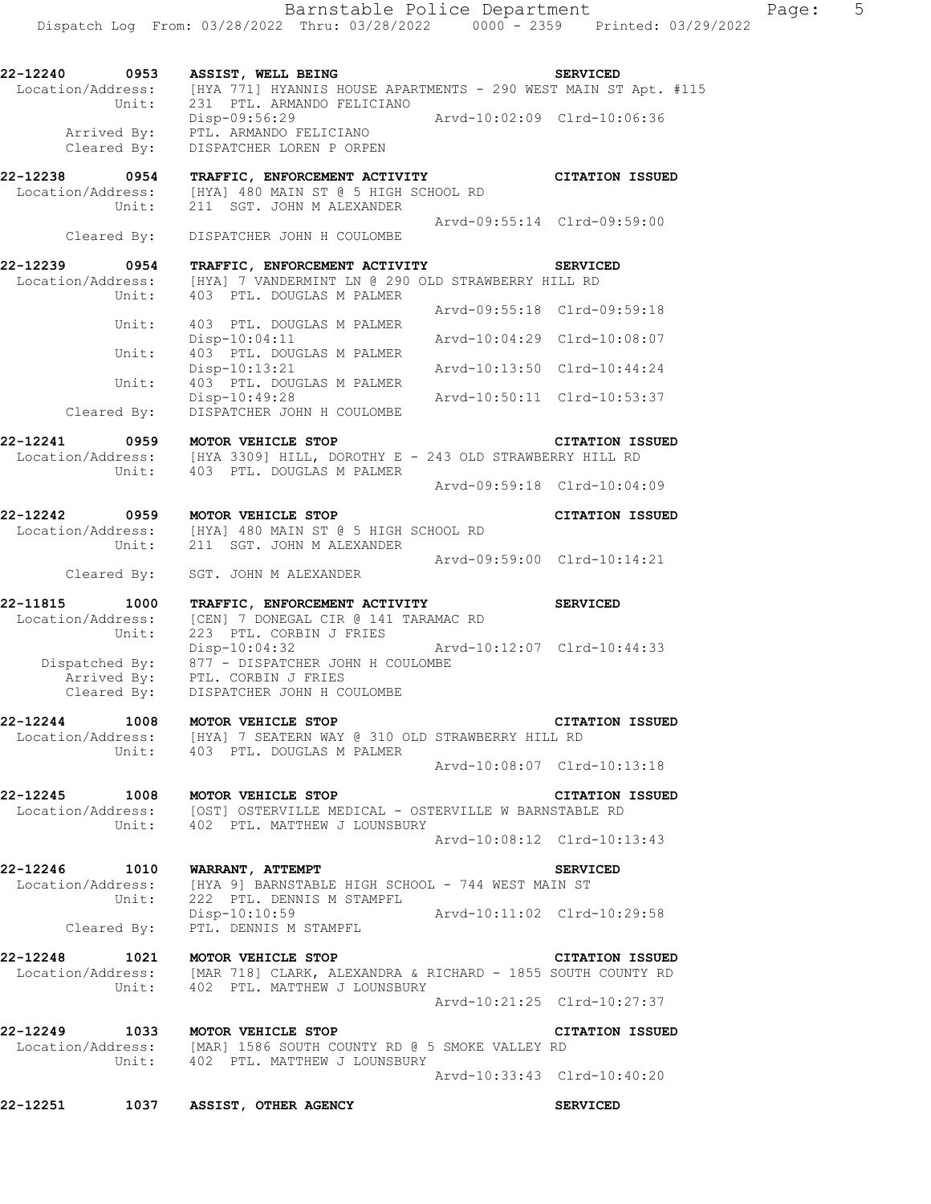**22-12240 0953 ASSIST, WELL BEING** — SERVICED
Location/Address: [HYA 771] HYANNIS HOUSE APARTMENTS - 290 WEST MAIN ST Apt. #115
Unit: 231 PTL. ARMANDO FELICIANO
Disp-09:56:29 Arvd-10:02:09 Clrd-10:06:36
Arrived By: PTL. ARMANDO FELICIANO
Cleared By: DISPATCHER LOREN P ORPEN

**22-12238 0954 TRAFFIC, ENFORCEMENT ACTIVITY** — CITATION ISSUED
Location/Address: [HYA] 480 MAIN ST @ 5 HIGH SCHOOL RD
Unit: 211 SGT. JOHN M ALEXANDER
Arvd-09:55:14 Clrd-09:59:00
Cleared By: DISPATCHER JOHN H COULOMBE

**22-12239 0954 TRAFFIC, ENFORCEMENT ACTIVITY** — SERVICED
Location/Address: [HYA] 7 VANDERMINT LN @ 290 OLD STRAWBERRY HILL RD
Unit: 403 PTL. DOUGLAS M PALMER
Arvd-09:55:18 Clrd-09:59:18
Unit: 403 PTL. DOUGLAS M PALMER
Disp-10:04:11 Arvd-10:04:29 Clrd-10:08:07
Unit: 403 PTL. DOUGLAS M PALMER
Disp-10:13:21 Arvd-10:13:50 Clrd-10:44:24
Unit: 403 PTL. DOUGLAS M PALMER
Disp-10:49:28 Arvd-10:50:11 Clrd-10:53:37
Cleared By: DISPATCHER JOHN H COULOMBE

**22-12241 0959 MOTOR VEHICLE STOP** — CITATION ISSUED
Location/Address: [HYA 3309] HILL, DOROTHY E - 243 OLD STRAWBERRY HILL RD
Unit: 403 PTL. DOUGLAS M PALMER
Arvd-09:59:18 Clrd-10:04:09

**22-12242 0959 MOTOR VEHICLE STOP** — CITATION ISSUED
Location/Address: [HYA] 480 MAIN ST @ 5 HIGH SCHOOL RD
Unit: 211 SGT. JOHN M ALEXANDER
Arvd-09:59:00 Clrd-10:14:21
Cleared By: SGT. JOHN M ALEXANDER

**22-11815 1000 TRAFFIC, ENFORCEMENT ACTIVITY** — SERVICED
Location/Address: [CEN] 7 DONEGAL CIR @ 141 TARAMAC RD
Unit: 223 PTL. CORBIN J FRIES
Disp-10:04:32 Arvd-10:12:07 Clrd-10:44:33
Dispatched By: 877 - DISPATCHER JOHN H COULOMBE
Arrived By: PTL. CORBIN J FRIES
Cleared By: DISPATCHER JOHN H COULOMBE

**22-12244 1008 MOTOR VEHICLE STOP** — CITATION ISSUED
Location/Address: [HYA] 7 SEATERN WAY @ 310 OLD STRAWBERRY HILL RD
Unit: 403 PTL. DOUGLAS M PALMER
Arvd-10:08:07 Clrd-10:13:18

**22-12245 1008 MOTOR VEHICLE STOP** — CITATION ISSUED
Location/Address: [OST] OSTERVILLE MEDICAL - OSTERVILLE W BARNSTABLE RD
Unit: 402 PTL. MATTHEW J LOUNSBURY
Arvd-10:08:12 Clrd-10:13:43

**22-12246 1010 WARRANT, ATTEMPT** — SERVICED
Location/Address: [HYA 9] BARNSTABLE HIGH SCHOOL - 744 WEST MAIN ST
Unit: 222 PTL. DENNIS M STAMPFL
Disp-10:10:59 Arvd-10:11:02 Clrd-10:29:58
Cleared By: PTL. DENNIS M STAMPFL

**22-12248 1021 MOTOR VEHICLE STOP** — CITATION ISSUED
Location/Address: [MAR 718] CLARK, ALEXANDRA & RICHARD - 1855 SOUTH COUNTY RD
Unit: 402 PTL. MATTHEW J LOUNSBURY
Arvd-10:21:25 Clrd-10:27:37

**22-12249 1033 MOTOR VEHICLE STOP** — CITATION ISSUED
Location/Address: [MAR] 1586 SOUTH COUNTY RD @ 5 SMOKE VALLEY RD
Unit: 402 PTL. MATTHEW J LOUNSBURY
Arvd-10:33:43 Clrd-10:40:20

**22-12251 1037 ASSIST, OTHER AGENCY** — SERVICED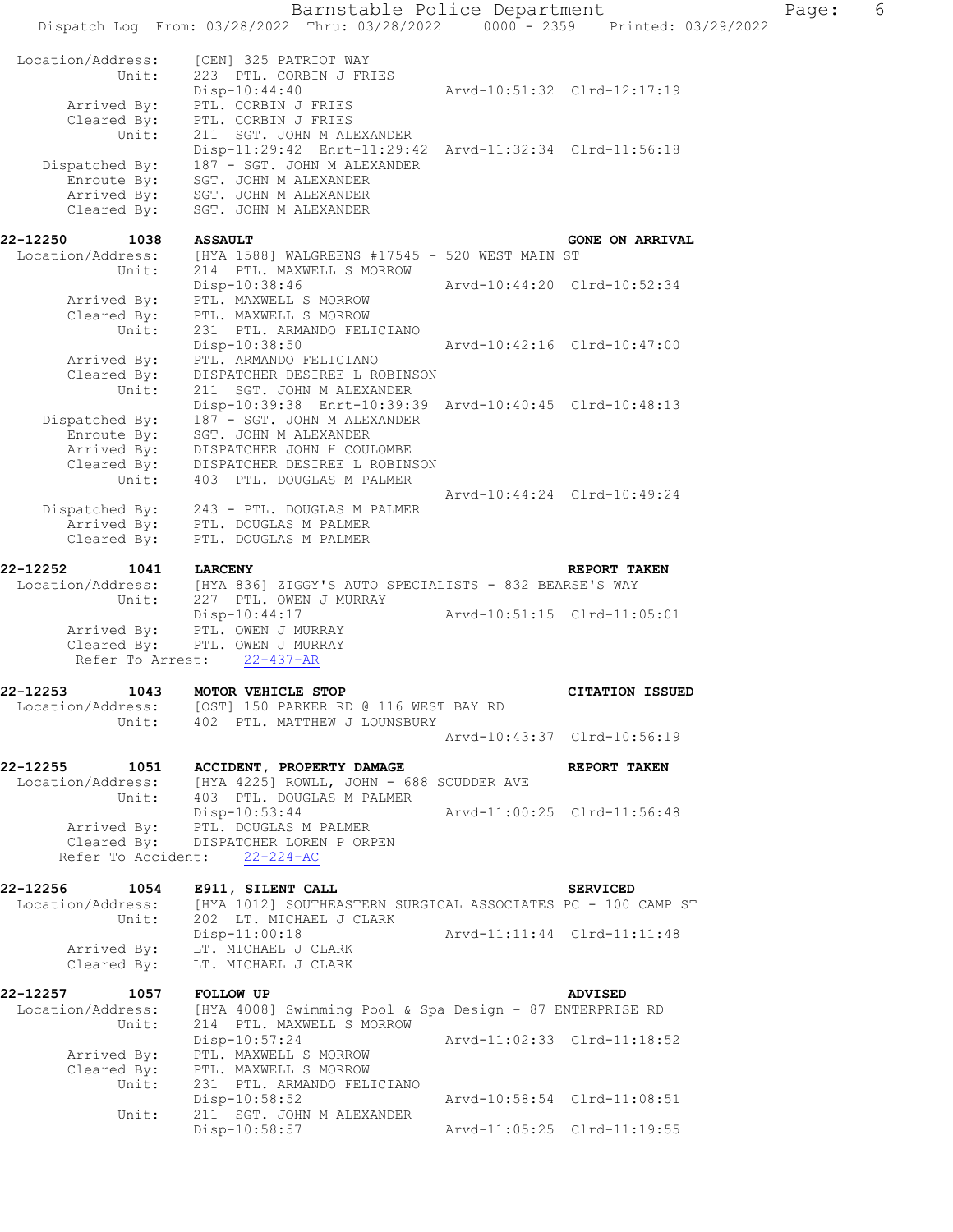Location/Address: [CEN] 325 PATRIOT WAY
Unit: 223 PTL. CORBIN J FRIES
Disp-10:44:40 Arvd-10:51:32 Clrd-12:17:19
Arrived By: PTL. CORBIN J FRIES
Cleared By: PTL. CORBIN J FRIES
Unit: 211 SGT. JOHN M ALEXANDER
Disp-11:29:42 Enrt-11:29:42 Arvd-11:32:34 Clrd-11:56:18
Dispatched By: 187 - SGT. JOHN M ALEXANDER
Enroute By: SGT. JOHN M ALEXANDER
Arrived By: SGT. JOHN M ALEXANDER
Cleared By: SGT. JOHN M ALEXANDER

**22-12250 1038 ASSAULT GONE ON ARRIVAL**
Location/Address: [HYA 1588] WALGREENS #17545 - 520 WEST MAIN ST
Unit: 214 PTL. MAXWELL S MORROW
Disp-10:38:46 Arvd-10:44:20 Clrd-10:52:34
Arrived By: PTL. MAXWELL S MORROW
Cleared By: PTL. MAXWELL S MORROW
Unit: 231 PTL. ARMANDO FELICIANO
Disp-10:38:50 Arvd-10:42:16 Clrd-10:47:00
Arrived By: PTL. ARMANDO FELICIANO
Cleared By: DISPATCHER DESIREE L ROBINSON
Unit: 211 SGT. JOHN M ALEXANDER
Disp-10:39:38 Enrt-10:39:39 Arvd-10:40:45 Clrd-10:48:13
Dispatched By: 187 - SGT. JOHN M ALEXANDER
Enroute By: SGT. JOHN M ALEXANDER
Arrived By: DISPATCHER JOHN H COULOMBE
Cleared By: DISPATCHER DESIREE L ROBINSON
Unit: 403 PTL. DOUGLAS M PALMER
Arvd-10:44:24 Clrd-10:49:24
Dispatched By: 243 - PTL. DOUGLAS M PALMER
Arrived By: PTL. DOUGLAS M PALMER
Cleared By: PTL. DOUGLAS M PALMER

**22-12252 1041 LARCENY REPORT TAKEN**
Location/Address: [HYA 836] ZIGGY'S AUTO SPECIALISTS - 832 BEARSE'S WAY
Unit: 227 PTL. OWEN J MURRAY
Disp-10:44:17 Arvd-10:51:15 Clrd-11:05:01
Arrived By: PTL. OWEN J MURRAY
Cleared By: PTL. OWEN J MURRAY
Refer To Arrest: 22-437-AR

**22-12253 1043 MOTOR VEHICLE STOP CITATION ISSUED**
Location/Address: [OST] 150 PARKER RD @ 116 WEST BAY RD
Unit: 402 PTL. MATTHEW J LOUNSBURY
Arvd-10:43:37 Clrd-10:56:19

**22-12255 1051 ACCIDENT, PROPERTY DAMAGE REPORT TAKEN**
Location/Address: [HYA 4225] ROWLL, JOHN - 688 SCUDDER AVE
Unit: 403 PTL. DOUGLAS M PALMER
Disp-10:53:44 Arvd-11:00:25 Clrd-11:56:48
Arrived By: PTL. DOUGLAS M PALMER
Cleared By: DISPATCHER LOREN P ORPEN
Refer To Accident: 22-224-AC

**22-12256 1054 E911, SILENT CALL SERVICED**
Location/Address: [HYA 1012] SOUTHEASTERN SURGICAL ASSOCIATES PC - 100 CAMP ST
Unit: 202 LT. MICHAEL J CLARK
Disp-11:00:18 Arvd-11:11:44 Clrd-11:11:48
Arrived By: LT. MICHAEL J CLARK
Cleared By: LT. MICHAEL J CLARK

**22-12257 1057 FOLLOW UP ADVISED**
Location/Address: [HYA 4008] Swimming Pool & Spa Design - 87 ENTERPRISE RD
Unit: 214 PTL. MAXWELL S MORROW
Disp-10:57:24 Arvd-11:02:33 Clrd-11:18:52
Arrived By: PTL. MAXWELL S MORROW
Cleared By: PTL. MAXWELL S MORROW
Unit: 231 PTL. ARMANDO FELICIANO
Disp-10:58:52 Arvd-10:58:54 Clrd-11:08:51
Unit: 211 SGT. JOHN M ALEXANDER
Disp-10:58:57 Arvd-11:05:25 Clrd-11:19:55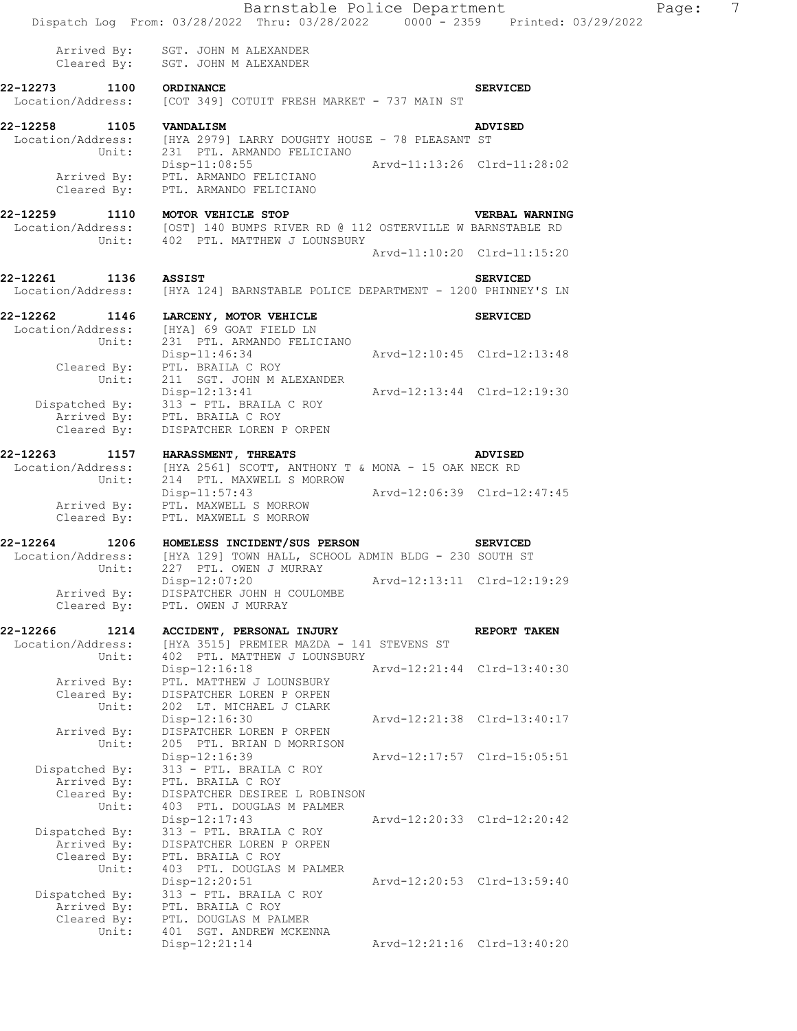Arrived By: SGT. JOHN M ALEXANDER
Cleared By: SGT. JOHN M ALEXANDER

**22-12273 1100 ORDINANCE** **SERVICED**
Location/Address: [COT 349] COTUIT FRESH MARKET - 737 MAIN ST

**22-12258 1105 VANDALISM** **ADVISED**
Location/Address: [HYA 2979] LARRY DOUGHTY HOUSE - 78 PLEASANT ST
Unit: 231 PTL. ARMANDO FELICIANO
Disp-11:08:55 Arvd-11:13:26 Clrd-11:28:02
Arrived By: PTL. ARMANDO FELICIANO
Cleared By: PTL. ARMANDO FELICIANO

**22-12259 1110 MOTOR VEHICLE STOP** **VERBAL WARNING**
Location/Address: [OST] 140 BUMPS RIVER RD @ 112 OSTERVILLE W BARNSTABLE RD
Unit: 402 PTL. MATTHEW J LOUNSBURY
Arvd-11:10:20 Clrd-11:15:20

**22-12261 1136 ASSIST** **SERVICED**
Location/Address: [HYA 124] BARNSTABLE POLICE DEPARTMENT - 1200 PHINNEY'S LN

**22-12262 1146 LARCENY, MOTOR VEHICLE** **SERVICED**
Location/Address: [HYA] 69 GOAT FIELD LN
Unit: 231 PTL. ARMANDO FELICIANO
Disp-11:46:34 Arvd-12:10:45 Clrd-12:13:48
Cleared By: PTL. BRAILA C ROY
Unit: 211 SGT. JOHN M ALEXANDER
Disp-12:13:41 Arvd-12:13:44 Clrd-12:19:30
Dispatched By: 313 - PTL. BRAILA C ROY
Arrived By: PTL. BRAILA C ROY
Cleared By: DISPATCHER LOREN P ORPEN

**22-12263 1157 HARASSMENT, THREATS** **ADVISED**
Location/Address: [HYA 2561] SCOTT, ANTHONY T & MONA - 15 OAK NECK RD
Unit: 214 PTL. MAXWELL S MORROW
Disp-11:57:43 Arvd-12:06:39 Clrd-12:47:45
Arrived By: PTL. MAXWELL S MORROW
Cleared By: PTL. MAXWELL S MORROW

**22-12264 1206 HOMELESS INCIDENT/SUS PERSON** **SERVICED**
Location/Address: [HYA 129] TOWN HALL, SCHOOL ADMIN BLDG - 230 SOUTH ST
Unit: 227 PTL. OWEN J MURRAY
Disp-12:07:20 Arvd-12:13:11 Clrd-12:19:29
Arrived By: DISPATCHER JOHN H COULOMBE
Cleared By: PTL. OWEN J MURRAY

**22-12266 1214 ACCIDENT, PERSONAL INJURY** **REPORT TAKEN**
Location/Address: [HYA 3515] PREMIER MAZDA - 141 STEVENS ST
Unit: 402 PTL. MATTHEW J LOUNSBURY
Disp-12:16:18 Arvd-12:21:44 Clrd-13:40:30
Arrived By: PTL. MATTHEW J LOUNSBURY
Cleared By: DISPATCHER LOREN P ORPEN
Unit: 202 LT. MICHAEL J CLARK
Disp-12:16:30 Arvd-12:21:38 Clrd-13:40:17
Arrived By: DISPATCHER LOREN P ORPEN
Unit: 205 PTL. BRIAN D MORRISON
Disp-12:16:39 Arvd-12:17:57 Clrd-15:05:51
Dispatched By: 313 - PTL. BRAILA C ROY
Arrived By: PTL. BRAILA C ROY
Cleared By: DISPATCHER DESIREE L ROBINSON
Unit: 403 PTL. DOUGLAS M PALMER
Disp-12:17:43 Arvd-12:20:33 Clrd-12:20:42
Dispatched By: 313 - PTL. BRAILA C ROY
Arrived By: DISPATCHER LOREN P ORPEN
Cleared By: PTL. BRAILA C ROY
Unit: 403 PTL. DOUGLAS M PALMER
Disp-12:20:51 Arvd-12:20:53 Clrd-13:59:40
Dispatched By: 313 - PTL. BRAILA C ROY
Arrived By: PTL. BRAILA C ROY
Cleared By: PTL. DOUGLAS M PALMER
Unit: 401 SGT. ANDREW MCKENNA
Disp-12:21:14 Arvd-12:21:16 Clrd-13:40:20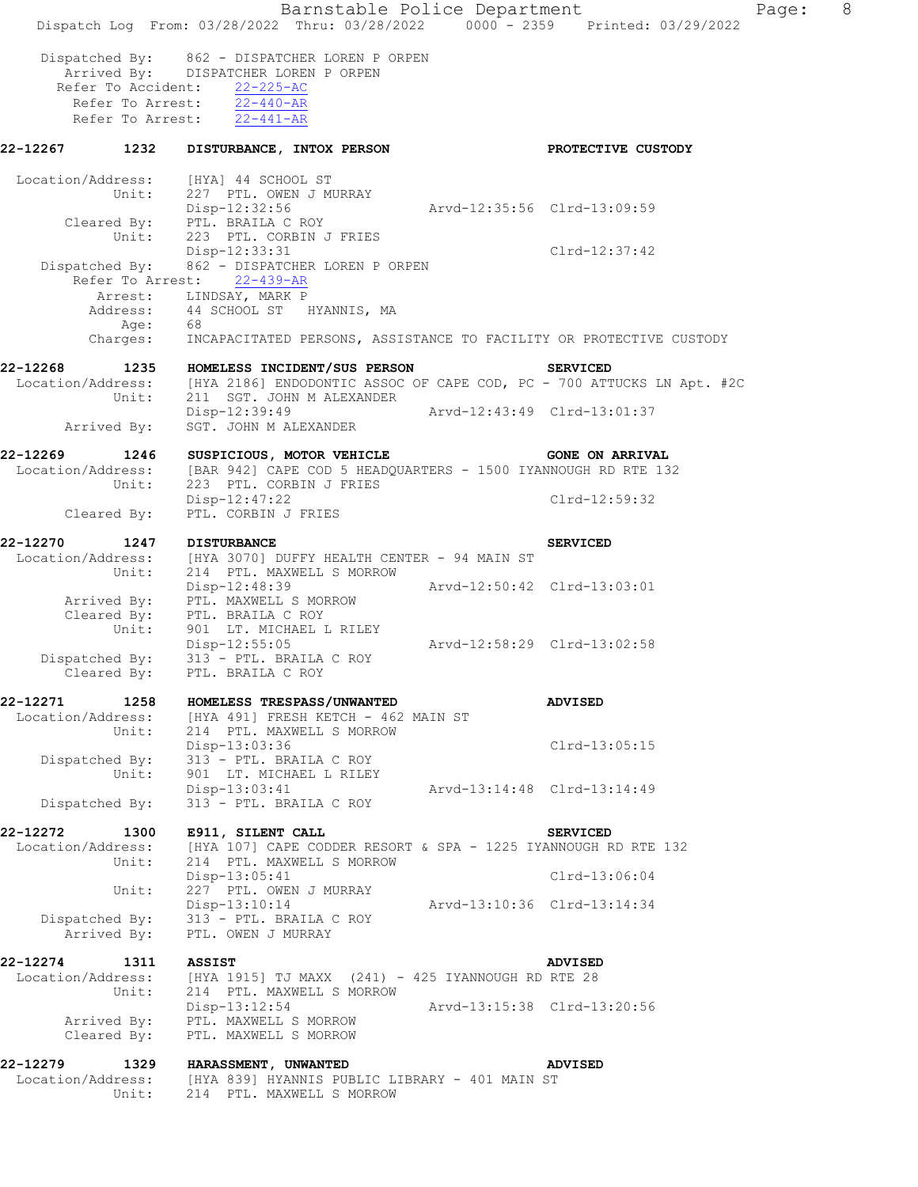Dispatched By: 862 - DISPATCHER LOREN P ORPEN
Arrived By: DISPATCHER LOREN P ORPEN
Refer To Accident: 22-225-AC
Refer To Arrest: 22-440-AR
Refer To Arrest: 22-441-AR

**22-12267 1232 DISTURBANCE, INTOX PERSON PROTECTIVE CUSTODY**

Location/Address: [HYA] 44 SCHOOL ST
Unit: 227 PTL. OWEN J MURRAY
Disp-12:32:56 Arvd-12:35:56 Clrd-13:09:59
Cleared By: PTL. BRAILA C ROY
Unit: 223 PTL. CORBIN J FRIES
Disp-12:33:31 Clrd-12:37:42
Dispatched By: 862 - DISPATCHER LOREN P ORPEN
Refer To Arrest: 22-439-AR
Arrest: LINDSAY, MARK P
Address: 44 SCHOOL ST HYANNIS, MA
Age: 68
Charges: INCAPACITATED PERSONS, ASSISTANCE TO FACILITY OR PROTECTIVE CUSTODY

**22-12268 1235 HOMELESS INCIDENT/SUS PERSON SERVICED**
Location/Address: [HYA 2186] ENDODONTIC ASSOC OF CAPE COD, PC - 700 ATTUCKS LN Apt. #2C
Unit: 211 SGT. JOHN M ALEXANDER
Disp-12:39:49 Arvd-12:43:49 Clrd-13:01:37
Arrived By: SGT. JOHN M ALEXANDER

**22-12269 1246 SUSPICIOUS, MOTOR VEHICLE GONE ON ARRIVAL**
Location/Address: [BAR 942] CAPE COD 5 HEADQUARTERS - 1500 IYANNOUGH RD RTE 132
Unit: 223 PTL. CORBIN J FRIES
Disp-12:47:22 Clrd-12:59:32
Cleared By: PTL. CORBIN J FRIES

**22-12270 1247 DISTURBANCE SERVICED**
Location/Address: [HYA 3070] DUFFY HEALTH CENTER - 94 MAIN ST
Unit: 214 PTL. MAXWELL S MORROW
Disp-12:48:39 Arvd-12:50:42 Clrd-13:03:01
Arrived By: PTL. MAXWELL S MORROW
Cleared By: PTL. BRAILA C ROY
Unit: 901 LT. MICHAEL L RILEY
Disp-12:55:05 Arvd-12:58:29 Clrd-13:02:58
Dispatched By: 313 - PTL. BRAILA C ROY
Cleared By: PTL. BRAILA C ROY

**22-12271 1258 HOMELESS TRESPASS/UNWANTED ADVISED**
Location/Address: [HYA 491] FRESH KETCH - 462 MAIN ST
Unit: 214 PTL. MAXWELL S MORROW
Disp-13:03:36 Clrd-13:05:15
Dispatched By: 313 - PTL. BRAILA C ROY
Unit: 901 LT. MICHAEL L RILEY
Disp-13:03:41 Arvd-13:14:48 Clrd-13:14:49
Dispatched By: 313 - PTL. BRAILA C ROY

**22-12272 1300 E911, SILENT CALL SERVICED**
Location/Address: [HYA 107] CAPE CODDER RESORT & SPA - 1225 IYANNOUGH RD RTE 132
Unit: 214 PTL. MAXWELL S MORROW
Disp-13:05:41 Clrd-13:06:04
Unit: 227 PTL. OWEN J MURRAY
Disp-13:10:14 Arvd-13:10:36 Clrd-13:14:34
Dispatched By: 313 - PTL. BRAILA C ROY
Arrived By: PTL. OWEN J MURRAY

**22-12274 1311 ASSIST ADVISED**
Location/Address: [HYA 1915] TJ MAXX (241) - 425 IYANNOUGH RD RTE 28
Unit: 214 PTL. MAXWELL S MORROW
Disp-13:12:54 Arvd-13:15:38 Clrd-13:20:56
Arrived By: PTL. MAXWELL S MORROW
Cleared By: PTL. MAXWELL S MORROW

**22-12279 1329 HARASSMENT, UNWANTED ADVISED**
Location/Address: [HYA 839] HYANNIS PUBLIC LIBRARY - 401 MAIN ST
Unit: 214 PTL. MAXWELL S MORROW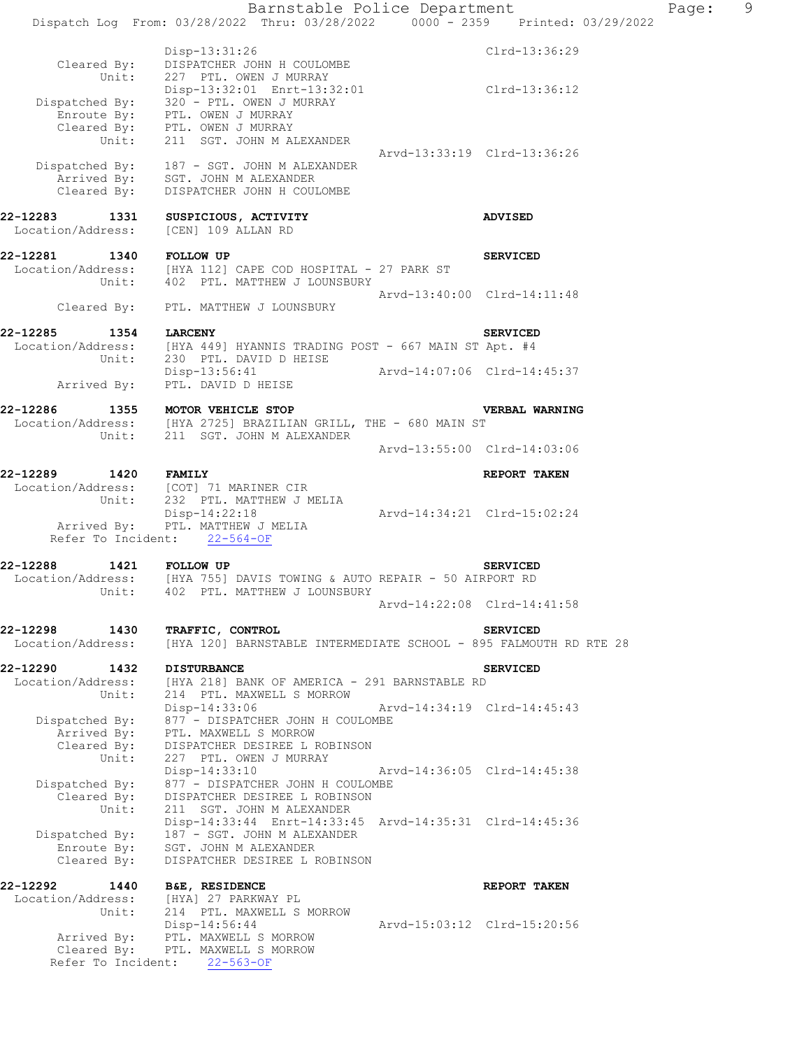```
                Disp-13:31:26                               Clrd-13:36:29
     Cleared By:   DISPATCHER JOHN H COULOMBE
           Unit:   227  PTL. OWEN J MURRAY
                   Disp-13:32:01  Enrt-13:32:01            Clrd-13:36:12
  Dispatched By:   320 - PTL. OWEN J MURRAY
      Enroute By:  PTL. OWEN J MURRAY
     Cleared By:   PTL. OWEN J MURRAY
           Unit:   211  SGT. JOHN M ALEXANDER
                                       Arvd-13:33:19  Clrd-13:36:26
  Dispatched By:   187 - SGT. JOHN M ALEXANDER
     Arrived By:   SGT. JOHN M ALEXANDER
     Cleared By:   DISPATCHER JOHN H COULOMBE
```

**22-12283 1331 SUSPICIOUS, ACTIVITY** — **ADVISED**

```
Location/Address:  [CEN] 109 ALLAN RD
```

**22-12281 1340 FOLLOW UP** — **SERVICED**

```
Location/Address:  [HYA 112] CAPE COD HOSPITAL - 27 PARK ST
           Unit:   402  PTL. MATTHEW J LOUNSBURY
                                       Arvd-13:40:00  Clrd-14:11:48
     Cleared By:   PTL. MATTHEW J LOUNSBURY
```

**22-12285 1354 LARCENY** — **SERVICED**

```
Location/Address:  [HYA 449] HYANNIS TRADING POST - 667 MAIN ST Apt. #4
           Unit:   230  PTL. DAVID D HEISE
                   Disp-13:56:41               Arvd-14:07:06  Clrd-14:45:37
     Arrived By:   PTL. DAVID D HEISE
```

**22-12286 1355 MOTOR VEHICLE STOP** — **VERBAL WARNING**

```
Location/Address:  [HYA 2725] BRAZILIAN GRILL, THE - 680 MAIN ST
           Unit:   211  SGT. JOHN M ALEXANDER
                                       Arvd-13:55:00  Clrd-14:03:06
```

**22-12289 1420 FAMILY** — **REPORT TAKEN**

```
Location/Address:  [COT] 71 MARINER CIR
           Unit:   232  PTL. MATTHEW J MELIA
                   Disp-14:22:18               Arvd-14:34:21  Clrd-15:02:24
     Arrived By:   PTL. MATTHEW J MELIA
  Refer To Incident:   22-564-OF
```

**22-12288 1421 FOLLOW UP** — **SERVICED**

```
Location/Address:  [HYA 755] DAVIS TOWING & AUTO REPAIR - 50 AIRPORT RD
           Unit:   402  PTL. MATTHEW J LOUNSBURY
                                       Arvd-14:22:08  Clrd-14:41:58
```

**22-12298 1430 TRAFFIC, CONTROL** — **SERVICED**

```
Location/Address:  [HYA 120] BARNSTABLE INTERMEDIATE SCHOOL - 895 FALMOUTH RD RTE 28
```

**22-12290 1432 DISTURBANCE** — **SERVICED**

```
Location/Address:  [HYA 218] BANK OF AMERICA - 291 BARNSTABLE RD
           Unit:   214  PTL. MAXWELL S MORROW
                   Disp-14:33:06               Arvd-14:34:19  Clrd-14:45:43
  Dispatched By:   877 - DISPATCHER JOHN H COULOMBE
     Arrived By:   PTL. MAXWELL S MORROW
     Cleared By:   DISPATCHER DESIREE L ROBINSON
           Unit:   227  PTL. OWEN J MURRAY
                   Disp-14:33:10               Arvd-14:36:05  Clrd-14:45:38
  Dispatched By:   877 - DISPATCHER JOHN H COULOMBE
     Cleared By:   DISPATCHER DESIREE L ROBINSON
           Unit:   211  SGT. JOHN M ALEXANDER
                   Disp-14:33:44  Enrt-14:33:45  Arvd-14:35:31  Clrd-14:45:36
  Dispatched By:   187 - SGT. JOHN M ALEXANDER
      Enroute By:  SGT. JOHN M ALEXANDER
     Cleared By:   DISPATCHER DESIREE L ROBINSON
```

**22-12292 1440 B&E, RESIDENCE** — **REPORT TAKEN**

```
Location/Address:  [HYA] 27 PARKWAY PL
           Unit:   214  PTL. MAXWELL S MORROW
                   Disp-14:56:44               Arvd-15:03:12  Clrd-15:20:56
     Arrived By:   PTL. MAXWELL S MORROW
     Cleared By:   PTL. MAXWELL S MORROW
  Refer To Incident:   22-563-OF
```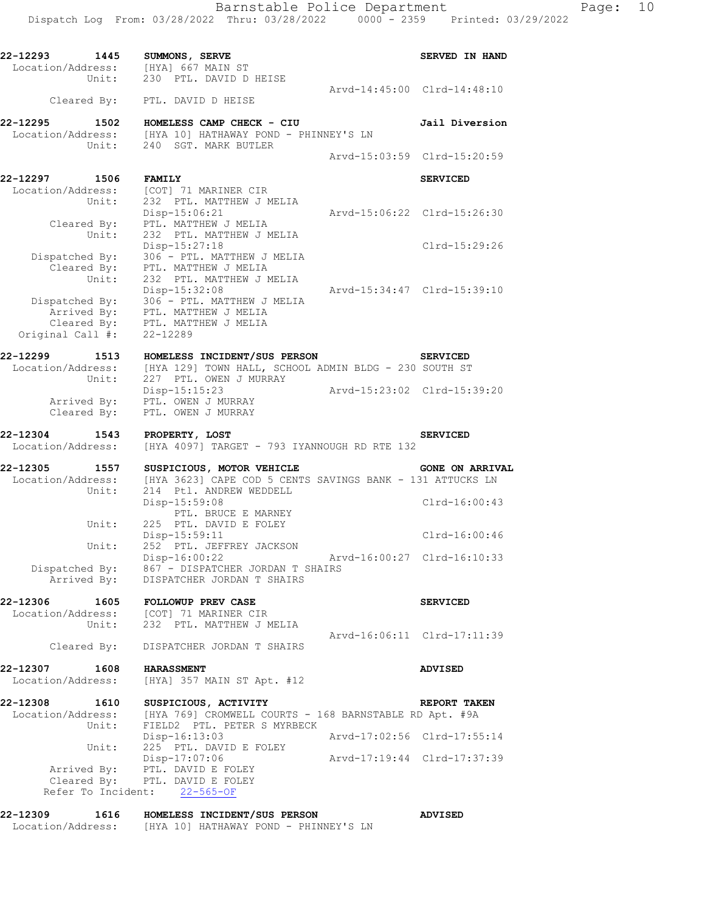**22-12293 1445 SUMMONS, SERVE** — **SERVED IN HAND**

Location/Address: [HYA] 667 MAIN ST
Unit: 230 PTL. DAVID D HEISE
Arvd-14:45:00 Clrd-14:48:10
Cleared By: PTL. DAVID D HEISE

**22-12295 1502 HOMELESS CAMP CHECK - CIU** — **Jail Diversion**

Location/Address: [HYA 10] HATHAWAY POND - PHINNEY'S LN
Unit: 240 SGT. MARK BUTLER
Arvd-15:03:59 Clrd-15:20:59

**22-12297 1506 FAMILY** — **SERVICED**

Location/Address: [COT] 71 MARINER CIR
Unit: 232 PTL. MATTHEW J MELIA
Disp-15:06:21 Arvd-15:06:22 Clrd-15:26:30
Cleared By: PTL. MATTHEW J MELIA
Unit: 232 PTL. MATTHEW J MELIA
Disp-15:27:18 Clrd-15:29:26
Dispatched By: 306 - PTL. MATTHEW J MELIA
Cleared By: PTL. MATTHEW J MELIA
Unit: 232 PTL. MATTHEW J MELIA
Disp-15:32:08 Arvd-15:34:47 Clrd-15:39:10
Dispatched By: 306 - PTL. MATTHEW J MELIA
Arrived By: PTL. MATTHEW J MELIA
Cleared By: PTL. MATTHEW J MELIA
Original Call #: 22-12289

**22-12299 1513 HOMELESS INCIDENT/SUS PERSON** — **SERVICED**

Location/Address: [HYA 129] TOWN HALL, SCHOOL ADMIN BLDG - 230 SOUTH ST
Unit: 227 PTL. OWEN J MURRAY
Disp-15:15:23 Arvd-15:23:02 Clrd-15:39:20
Arrived By: PTL. OWEN J MURRAY
Cleared By: PTL. OWEN J MURRAY

**22-12304 1543 PROPERTY, LOST** — **SERVICED**

Location/Address: [HYA 4097] TARGET - 793 IYANNOUGH RD RTE 132

**22-12305 1557 SUSPICIOUS, MOTOR VEHICLE** — **GONE ON ARRIVAL**

Location/Address: [HYA 3623] CAPE COD 5 CENTS SAVINGS BANK - 131 ATTUCKS LN
Unit: 214 Ptl. ANDREW WEDDELL
Disp-15:59:08 Clrd-16:00:43
PTL. BRUCE E MARNEY
Unit: 225 PTL. DAVID E FOLEY
Disp-15:59:11 Clrd-16:00:46
Unit: 252 PTL. JEFFREY JACKSON
Disp-16:00:22 Arvd-16:00:27 Clrd-16:10:33
Dispatched By: 867 - DISPATCHER JORDAN T SHAIRS
Arrived By: DISPATCHER JORDAN T SHAIRS

**22-12306 1605 FOLLOWUP PREV CASE** — **SERVICED**

Location/Address: [COT] 71 MARINER CIR
Unit: 232 PTL. MATTHEW J MELIA
Arvd-16:06:11 Clrd-17:11:39
Cleared By: DISPATCHER JORDAN T SHAIRS

**22-12307 1608 HARASSMENT** — **ADVISED**

Location/Address: [HYA] 357 MAIN ST Apt. #12

**22-12308 1610 SUSPICIOUS, ACTIVITY** — **REPORT TAKEN**

Location/Address: [HYA 769] CROMWELL COURTS - 168 BARNSTABLE RD Apt. #9A
Unit: FIELD2 PTL. PETER S MYRBECK
Disp-16:13:03 Arvd-17:02:56 Clrd-17:55:14
Unit: 225 PTL. DAVID E FOLEY
Disp-17:07:06 Arvd-17:19:44 Clrd-17:37:39
Arrived By: PTL. DAVID E FOLEY
Cleared By: PTL. DAVID E FOLEY
Refer To Incident: 22-565-OF

**22-12309 1616 HOMELESS INCIDENT/SUS PERSON** — **ADVISED**

Location/Address: [HYA 10] HATHAWAY POND - PHINNEY'S LN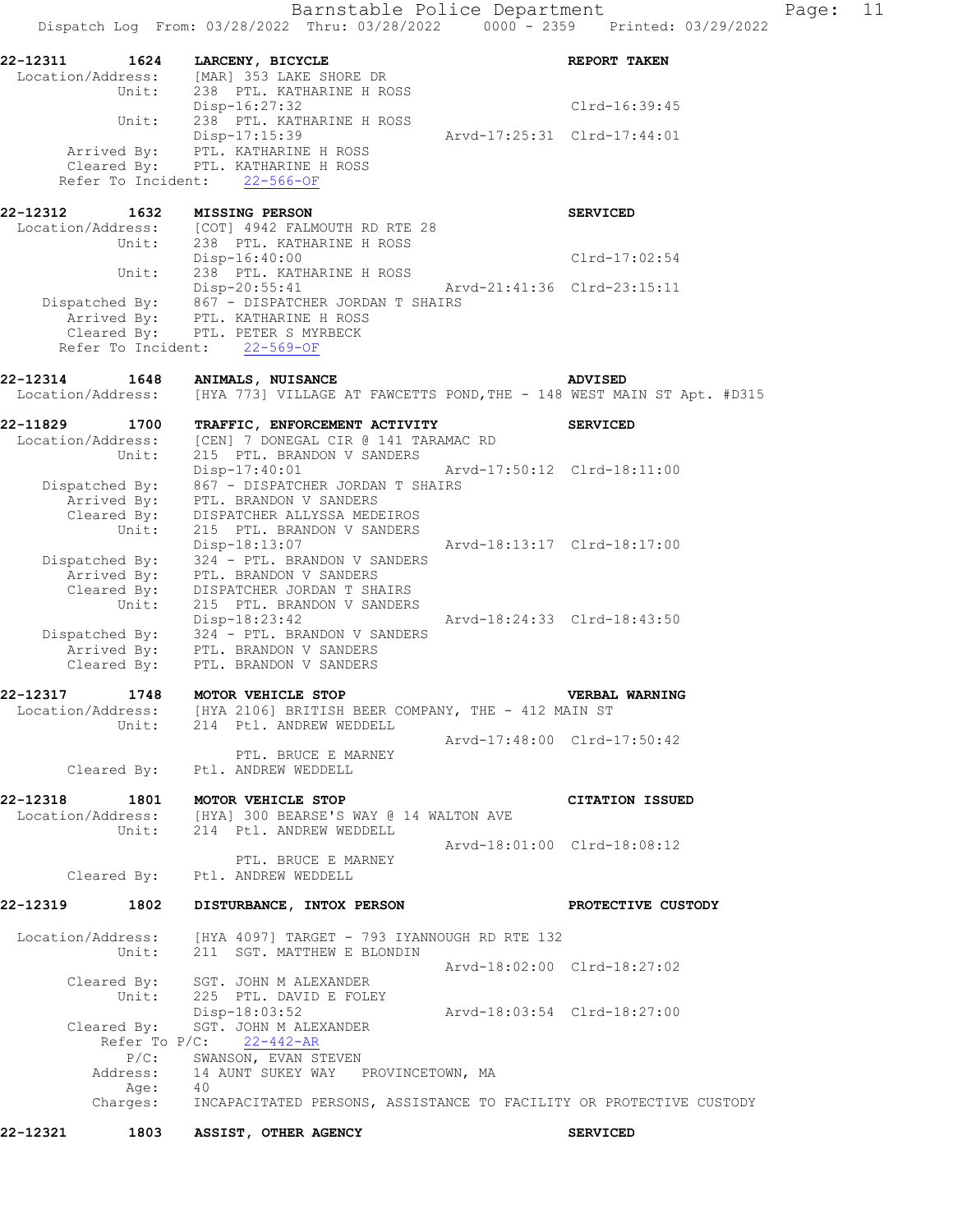**22-12311 1624 LARCENY, BICYCLE — REPORT TAKEN**

```
Location/Address:   [MAR] 353 LAKE SHORE DR
          Unit:     238  PTL. KATHARINE H ROSS
                    Disp-16:27:32                                  Clrd-16:39:45
          Unit:     238  PTL. KATHARINE H ROSS
                    Disp-17:15:39              Arvd-17:25:31  Clrd-17:44:01
    Arrived By:     PTL. KATHARINE H ROSS
    Cleared By:     PTL. KATHARINE H ROSS
  Refer To Incident:   22-566-OF
```

**22-12312 1632 MISSING PERSON — SERVICED**

```
Location/Address:   [COT] 4942 FALMOUTH RD RTE 28
          Unit:     238  PTL. KATHARINE H ROSS
                    Disp-16:40:00                                  Clrd-17:02:54
          Unit:     238  PTL. KATHARINE H ROSS
                    Disp-20:55:41              Arvd-21:41:36  Clrd-23:15:11
 Dispatched By:     867 - DISPATCHER JORDAN T SHAIRS
    Arrived By:     PTL. KATHARINE H ROSS
    Cleared By:     PTL. PETER S MYRBECK
  Refer To Incident:   22-569-OF
```

**22-12314 1648 ANIMALS, NUISANCE — ADVISED**

```
Location/Address:   [HYA 773] VILLAGE AT FAWCETTS POND,THE - 148 WEST MAIN ST Apt. #D315
```

**22-11829 1700 TRAFFIC, ENFORCEMENT ACTIVITY — SERVICED**

```
Location/Address:   [CEN] 7 DONEGAL CIR @ 141 TARAMAC RD
          Unit:     215  PTL. BRANDON V SANDERS
                    Disp-17:40:01              Arvd-17:50:12  Clrd-18:11:00
 Dispatched By:     867 - DISPATCHER JORDAN T SHAIRS
    Arrived By:     PTL. BRANDON V SANDERS
    Cleared By:     DISPATCHER ALLYSSA MEDEIROS
          Unit:     215  PTL. BRANDON V SANDERS
                    Disp-18:13:07              Arvd-18:13:17  Clrd-18:17:00
 Dispatched By:     324 - PTL. BRANDON V SANDERS
    Arrived By:     PTL. BRANDON V SANDERS
    Cleared By:     DISPATCHER JORDAN T SHAIRS
          Unit:     215  PTL. BRANDON V SANDERS
                    Disp-18:23:42              Arvd-18:24:33  Clrd-18:43:50
 Dispatched By:     324 - PTL. BRANDON V SANDERS
    Arrived By:     PTL. BRANDON V SANDERS
    Cleared By:     PTL. BRANDON V SANDERS
```

**22-12317 1748 MOTOR VEHICLE STOP — VERBAL WARNING**

```
Location/Address:   [HYA 2106] BRITISH BEER COMPANY, THE - 412 MAIN ST
          Unit:     214  Ptl. ANDREW WEDDELL
                                               Arvd-17:48:00  Clrd-17:50:42
                         PTL. BRUCE E MARNEY
    Cleared By:     Ptl. ANDREW WEDDELL
```

**22-12318 1801 MOTOR VEHICLE STOP — CITATION ISSUED**

```
Location/Address:   [HYA] 300 BEARSE'S WAY @ 14 WALTON AVE
          Unit:     214  Ptl. ANDREW WEDDELL
                                               Arvd-18:01:00  Clrd-18:08:12
                         PTL. BRUCE E MARNEY
    Cleared By:     Ptl. ANDREW WEDDELL
```

**22-12319 1802 DISTURBANCE, INTOX PERSON — PROTECTIVE CUSTODY**

```
Location/Address:   [HYA 4097] TARGET - 793 IYANNOUGH RD RTE 132
          Unit:     211  SGT. MATTHEW E BLONDIN
                                               Arvd-18:02:00  Clrd-18:27:02
    Cleared By:     SGT. JOHN M ALEXANDER
          Unit:     225  PTL. DAVID E FOLEY
                    Disp-18:03:52              Arvd-18:03:54  Clrd-18:27:00
    Cleared By:     SGT. JOHN M ALEXANDER
      Refer To P/C:   22-442-AR
           P/C:     SWANSON, EVAN STEVEN
       Address:     14 AUNT SUKEY WAY   PROVINCETOWN, MA
           Age:     40
       Charges:     INCAPACITATED PERSONS, ASSISTANCE TO FACILITY OR PROTECTIVE CUSTODY
```

**22-12321 1803 ASSIST, OTHER AGENCY — SERVICED**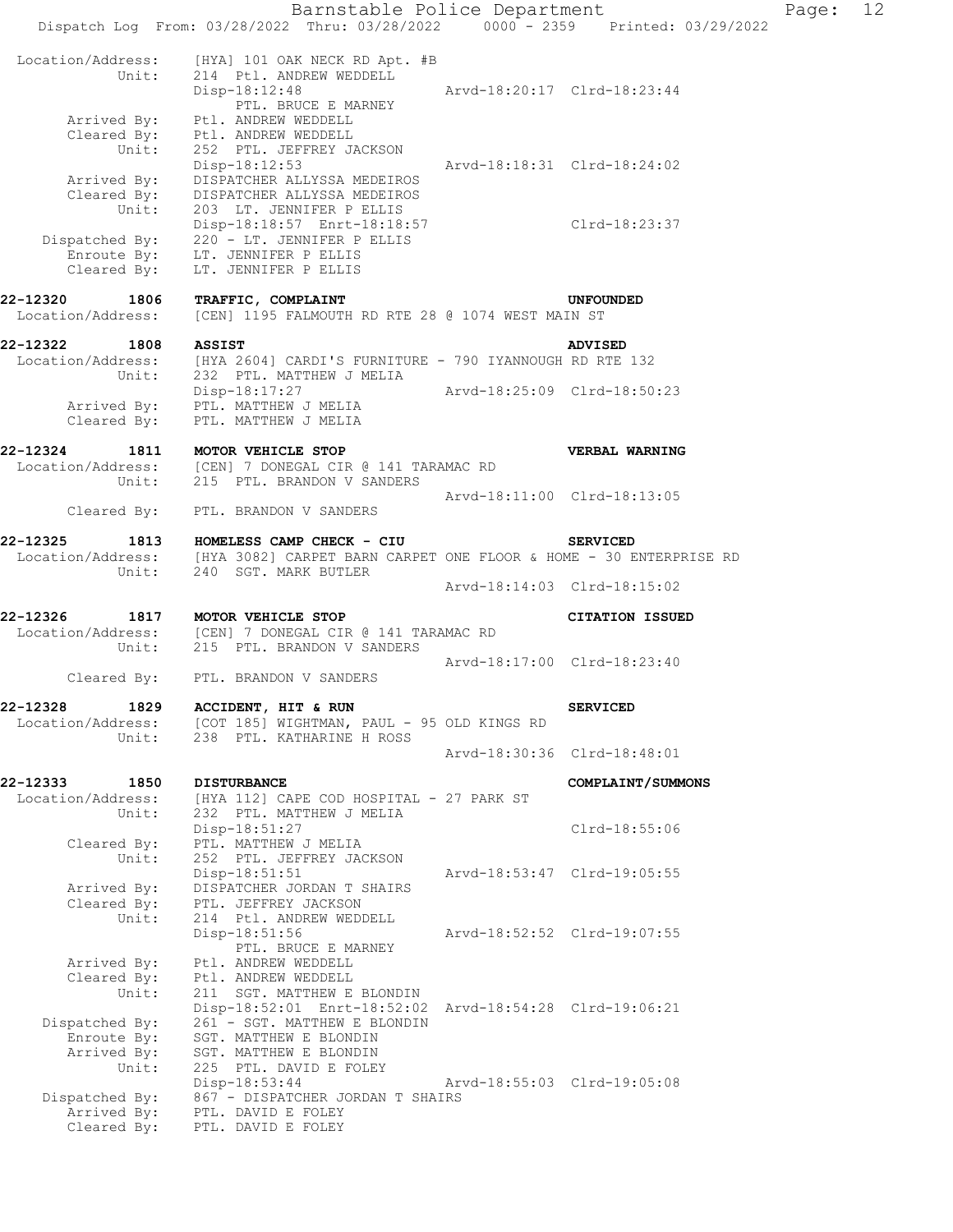Location/Address: [HYA] 101 OAK NECK RD Apt. #B
Unit: 214 Ptl. ANDREW WEDDELL
Disp-18:12:48 Arvd-18:20:17 Clrd-18:23:44
PTL. BRUCE E MARNEY
Arrived By: Ptl. ANDREW WEDDELL
Cleared By: Ptl. ANDREW WEDDELL
Unit: 252 PTL. JEFFREY JACKSON
Disp-18:12:53 Arvd-18:18:31 Clrd-18:24:02
Arrived By: DISPATCHER ALLYSSA MEDEIROS
Cleared By: DISPATCHER ALLYSSA MEDEIROS
Unit: 203 LT. JENNIFER P ELLIS
Disp-18:18:57 Enrt-18:18:57 Clrd-18:23:37
Dispatched By: 220 - LT. JENNIFER P ELLIS
Enroute By: LT. JENNIFER P ELLIS
Cleared By: LT. JENNIFER P ELLIS

**22-12320 1806 TRAFFIC, COMPLAINT UNFOUNDED**
Location/Address: [CEN] 1195 FALMOUTH RD RTE 28 @ 1074 WEST MAIN ST

**22-12322 1808 ASSIST ADVISED**
Location/Address: [HYA 2604] CARDI'S FURNITURE - 790 IYANNOUGH RD RTE 132
Unit: 232 PTL. MATTHEW J MELIA
Disp-18:17:27 Arvd-18:25:09 Clrd-18:50:23
Arrived By: PTL. MATTHEW J MELIA
Cleared By: PTL. MATTHEW J MELIA

**22-12324 1811 MOTOR VEHICLE STOP VERBAL WARNING**
Location/Address: [CEN] 7 DONEGAL CIR @ 141 TARAMAC RD
Unit: 215 PTL. BRANDON V SANDERS
Arvd-18:11:00 Clrd-18:13:05
Cleared By: PTL. BRANDON V SANDERS

**22-12325 1813 HOMELESS CAMP CHECK - CIU SERVICED**
Location/Address: [HYA 3082] CARPET BARN CARPET ONE FLOOR & HOME - 30 ENTERPRISE RD
Unit: 240 SGT. MARK BUTLER
Arvd-18:14:03 Clrd-18:15:02

**22-12326 1817 MOTOR VEHICLE STOP CITATION ISSUED**
Location/Address: [CEN] 7 DONEGAL CIR @ 141 TARAMAC RD
Unit: 215 PTL. BRANDON V SANDERS
Arvd-18:17:00 Clrd-18:23:40
Cleared By: PTL. BRANDON V SANDERS

**22-12328 1829 ACCIDENT, HIT & RUN SERVICED**
Location/Address: [COT 185] WIGHTMAN, PAUL - 95 OLD KINGS RD
Unit: 238 PTL. KATHARINE H ROSS
Arvd-18:30:36 Clrd-18:48:01

**22-12333 1850 DISTURBANCE COMPLAINT/SUMMONS**
Location/Address: [HYA 112] CAPE COD HOSPITAL - 27 PARK ST
Unit: 232 PTL. MATTHEW J MELIA
Disp-18:51:27 Clrd-18:55:06
Cleared By: PTL. MATTHEW J MELIA
Unit: 252 PTL. JEFFREY JACKSON
Disp-18:51:51 Arvd-18:53:47 Clrd-19:05:55
Arrived By: DISPATCHER JORDAN T SHAIRS
Cleared By: PTL. JEFFREY JACKSON
Unit: 214 Ptl. ANDREW WEDDELL
Disp-18:51:56 Arvd-18:52:52 Clrd-19:07:55
PTL. BRUCE E MARNEY
Arrived By: Ptl. ANDREW WEDDELL
Cleared By: Ptl. ANDREW WEDDELL
Unit: 211 SGT. MATTHEW E BLONDIN
Disp-18:52:01 Enrt-18:52:02 Arvd-18:54:28 Clrd-19:06:21
Dispatched By: 261 - SGT. MATTHEW E BLONDIN
Enroute By: SGT. MATTHEW E BLONDIN
Arrived By: SGT. MATTHEW E BLONDIN
Unit: 225 PTL. DAVID E FOLEY
Disp-18:53:44 Arvd-18:55:03 Clrd-19:05:08
Dispatched By: 867 - DISPATCHER JORDAN T SHAIRS
Arrived By: PTL. DAVID E FOLEY
Cleared By: PTL. DAVID E FOLEY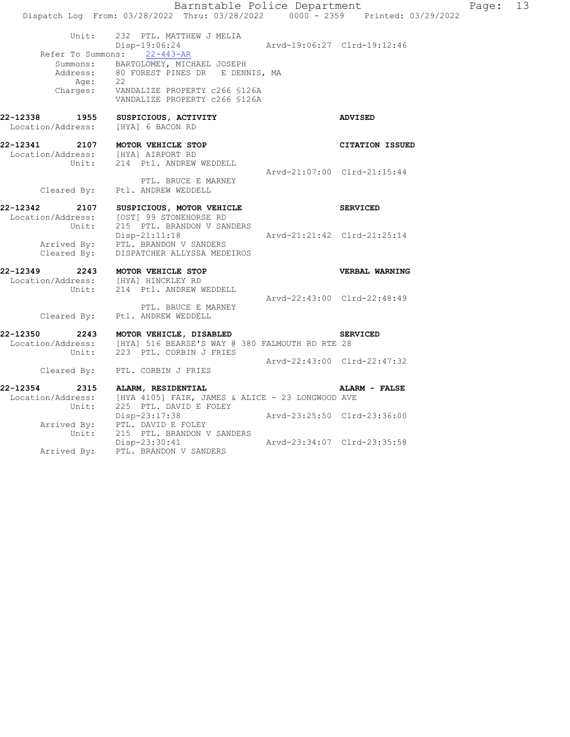```
         Unit:    232  PTL. MATTHEW J MELIA
                  Disp-19:06:24                  Arvd-19:06:27  Clrd-19:12:46
    Refer To Summons:   22-443-AR
         Summons:    BARTOLOMEY, MICHAEL JOSEPH
         Address:    80 FOREST PINES DR   E DENNIS, MA
             Age:    22
         Charges:    VANDALIZE PROPERTY c266 §126A
                     VANDALIZE PROPERTY c266 §126A

22-12338       1955    SUSPICIOUS, ACTIVITY                             ADVISED
 Location/Address:     [HYA] 6 BACON RD

22-12341       2107    MOTOR VEHICLE STOP                               CITATION ISSUED
 Location/Address:     [HYA] AIRPORT RD
            Unit:      214  Ptl. ANDREW WEDDELL
                                                 Arvd-21:07:00  Clrd-21:15:44
                           PTL. BRUCE E MARNEY
       Cleared By:     Ptl. ANDREW WEDDELL

22-12342       2107    SUSPICIOUS, MOTOR VEHICLE                        SERVICED
 Location/Address:     [OST] 99 STONEHORSE RD
            Unit:      215  PTL. BRANDON V SANDERS
                       Disp-21:11:18             Arvd-21:21:42  Clrd-21:25:14
       Arrived By:     PTL. BRANDON V SANDERS
       Cleared By:     DISPATCHER ALLYSSA MEDEIROS

22-12349       2243    MOTOR VEHICLE STOP                               VERBAL WARNING
 Location/Address:     [HYA] HINCKLEY RD
            Unit:      214  Ptl. ANDREW WEDDELL
                                                 Arvd-22:43:00  Clrd-22:48:49
                           PTL. BRUCE E MARNEY
       Cleared By:     Ptl. ANDREW WEDDELL

22-12350       2243    MOTOR VEHICLE, DISABLED                          SERVICED
 Location/Address:     [HYA] 516 BEARSE'S WAY @ 380 FALMOUTH RD RTE 28
            Unit:      223  PTL. CORBIN J FRIES
                                                 Arvd-22:43:00  Clrd-22:47:32
       Cleared By:     PTL. CORBIN J FRIES

22-12354       2315    ALARM, RESIDENTIAL                               ALARM - FALSE
 Location/Address:     [HYA 4105] FAIR, JAMES & ALICE - 23 LONGWOOD AVE
            Unit:      225  PTL. DAVID E FOLEY
                       Disp-23:17:38             Arvd-23:25:50  Clrd-23:36:00
       Arrived By:     PTL. DAVID E FOLEY
            Unit:      215  PTL. BRANDON V SANDERS
                       Disp-23:30:41             Arvd-23:34:07  Clrd-23:35:58
       Arrived By:     PTL. BRANDON V SANDERS
```